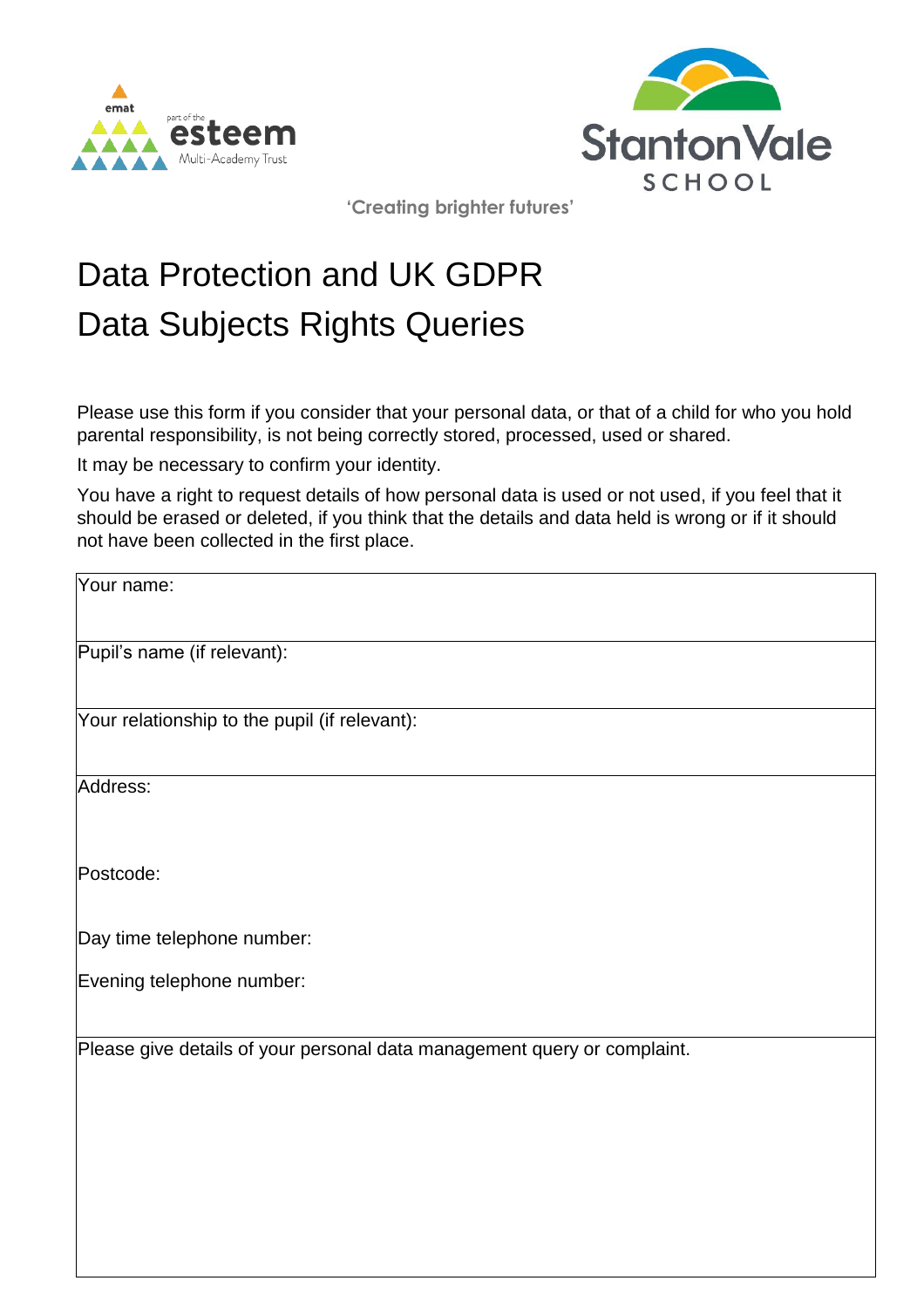emat

part of the esteem Multi-Academy Trust

Stanton Vale SCHOOL

'Creating brighter futures'

# Data Protection and UK GDPR
# Data Subjects Rights Queries

Please use this form if you consider that your personal data, or that of a child for who you hold parental responsibility, is not being correctly stored, processed, used or shared.

It may be necessary to confirm your identity.

You have a right to request details of how personal data is used or not used, if you feel that it should be erased or deleted, if you think that the details and data held is wrong or if it should not have been collected in the first place.

| |
|---|
| Your name: |
| Pupil's name (if relevant): |
| Your relationship to the pupil (if relevant): |
| Address:<br><br>Postcode:<br><br>Day time telephone number:<br><br>Evening telephone number: |
| Please give details of your personal data management query or complaint. |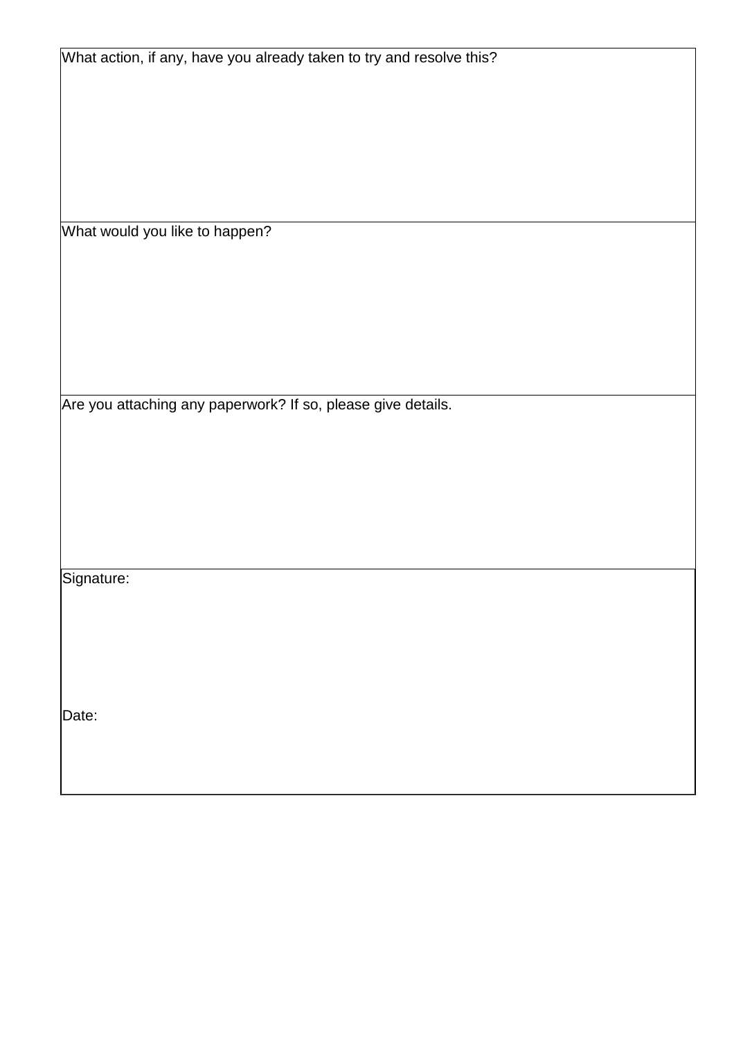| What action, if any, have you already taken to try and resolve this? |
| --- |
| What would you like to happen? |
| Are you attaching any paperwork? If so, please give details. |
| Signature:<br><br>Date: |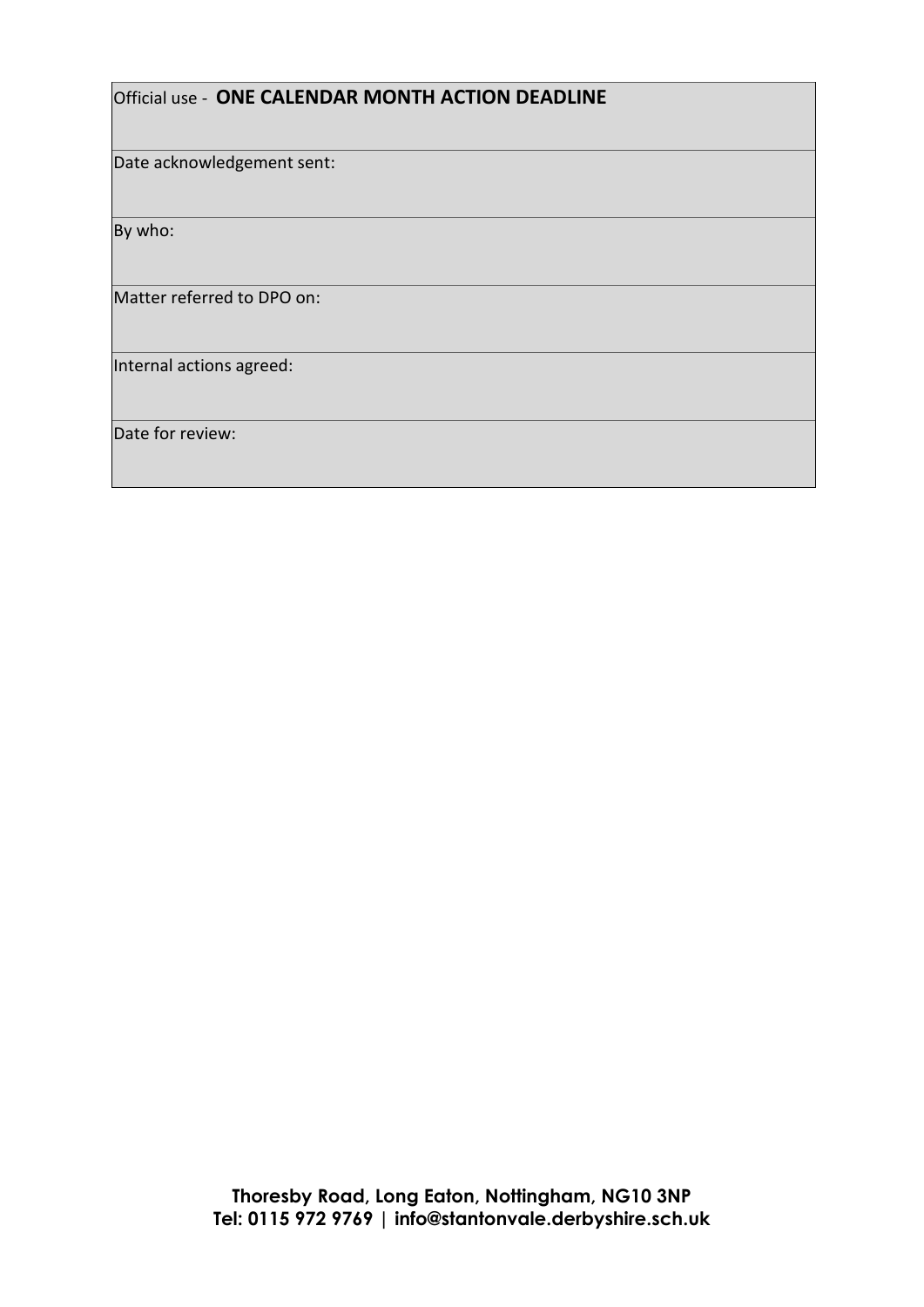| Official use - **ONE CALENDAR MONTH ACTION DEADLINE** |
|---|
| Date acknowledgement sent: |
| By who: |
| Matter referred to DPO on: |
| Internal actions agreed: |
| Date for review: |